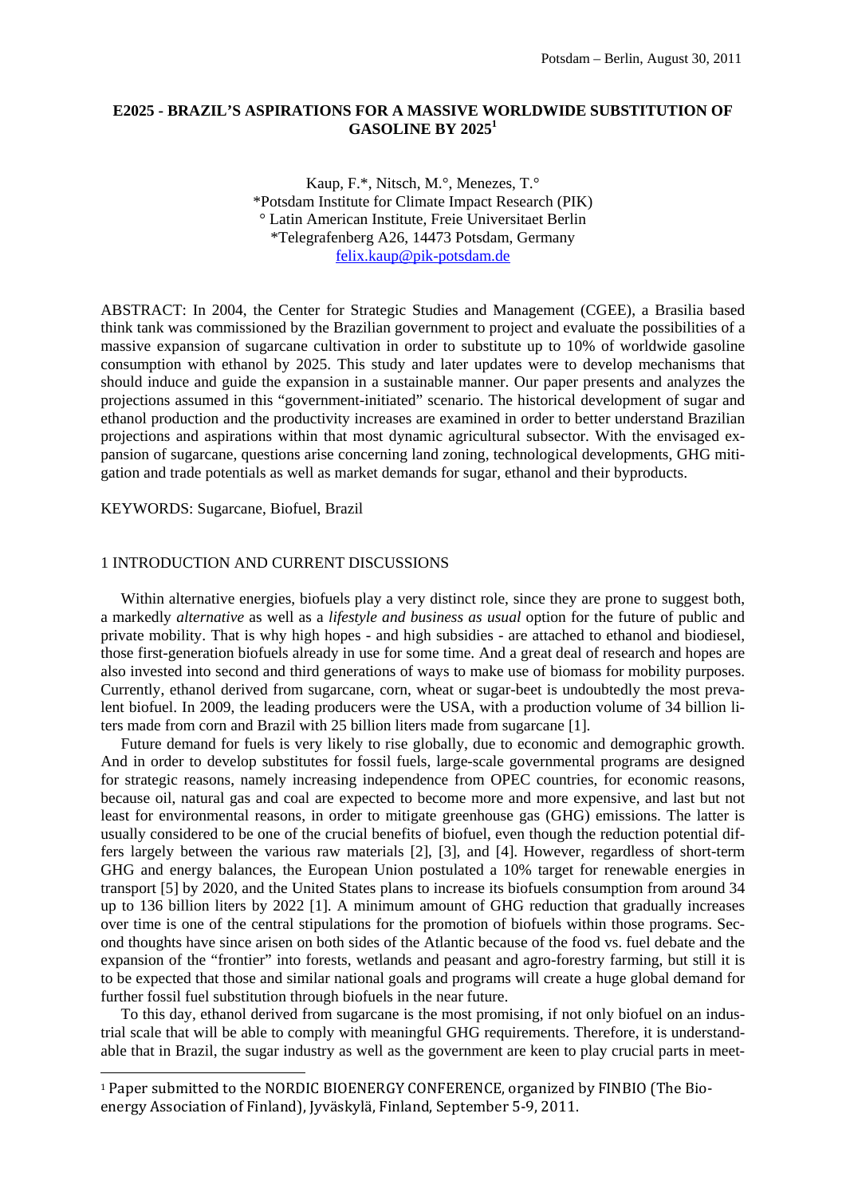Potsdam – Berlin, August 30, 2011

# E2025 - BRAZIL'S ASPIRATIONS FOR A MASSIVE WORLDWIDE SUBSTITUTION OF GASOLINE BY 2025[1]

Kaup, F.*, Nitsch, M.°, Menezes, T.°
*Potsdam Institute for Climate Impact Research (PIK)
° Latin American Institute, Freie Universitaet Berlin
*Telegrafenberg A26, 14473 Potsdam, Germany
felix.kaup@pik-potsdam.de

ABSTRACT: In 2004, the Center for Strategic Studies and Management (CGEE), a Brasilia based think tank was commissioned by the Brazilian government to project and evaluate the possibilities of a massive expansion of sugarcane cultivation in order to substitute up to 10% of worldwide gasoline consumption with ethanol by 2025. This study and later updates were to develop mechanisms that should induce and guide the expansion in a sustainable manner. Our paper presents and analyzes the projections assumed in this "government-initiated" scenario. The historical development of sugar and ethanol production and the productivity increases are examined in order to better understand Brazilian projections and aspirations within that most dynamic agricultural subsector. With the envisaged expansion of sugarcane, questions arise concerning land zoning, technological developments, GHG mitigation and trade potentials as well as market demands for sugar, ethanol and their byproducts.

KEYWORDS: Sugarcane, Biofuel, Brazil

## 1 INTRODUCTION AND CURRENT DISCUSSIONS

Within alternative energies, biofuels play a very distinct role, since they are prone to suggest both, a markedly *alternative* as well as a *lifestyle and business as usual* option for the future of public and private mobility. That is why high hopes - and high subsidies - are attached to ethanol and biodiesel, those first-generation biofuels already in use for some time. And a great deal of research and hopes are also invested into second and third generations of ways to make use of biomass for mobility purposes. Currently, ethanol derived from sugarcane, corn, wheat or sugar-beet is undoubtedly the most prevalent biofuel. In 2009, the leading producers were the USA, with a production volume of 34 billion liters made from corn and Brazil with 25 billion liters made from sugarcane [1].

Future demand for fuels is very likely to rise globally, due to economic and demographic growth. And in order to develop substitutes for fossil fuels, large-scale governmental programs are designed for strategic reasons, namely increasing independence from OPEC countries, for economic reasons, because oil, natural gas and coal are expected to become more and more expensive, and last but not least for environmental reasons, in order to mitigate greenhouse gas (GHG) emissions. The latter is usually considered to be one of the crucial benefits of biofuel, even though the reduction potential differs largely between the various raw materials [2], [3], and [4]. However, regardless of short-term GHG and energy balances, the European Union postulated a 10% target for renewable energies in transport [5] by 2020, and the United States plans to increase its biofuels consumption from around 34 up to 136 billion liters by 2022 [1]. A minimum amount of GHG reduction that gradually increases over time is one of the central stipulations for the promotion of biofuels within those programs. Second thoughts have since arisen on both sides of the Atlantic because of the food vs. fuel debate and the expansion of the "frontier" into forests, wetlands and peasant and agro-forestry farming, but still it is to be expected that those and similar national goals and programs will create a huge global demand for further fossil fuel substitution through biofuels in the near future.

To this day, ethanol derived from sugarcane is the most promising, if not only biofuel on an industrial scale that will be able to comply with meaningful GHG requirements. Therefore, it is understandable that in Brazil, the sugar industry as well as the government are keen to play crucial parts in meet-

[1] Paper submitted to the NORDIC BIOENERGY CONFERENCE, organized by FINBIO (The Bioenergy Association of Finland), Jyväskylä, Finland, September 5-9, 2011.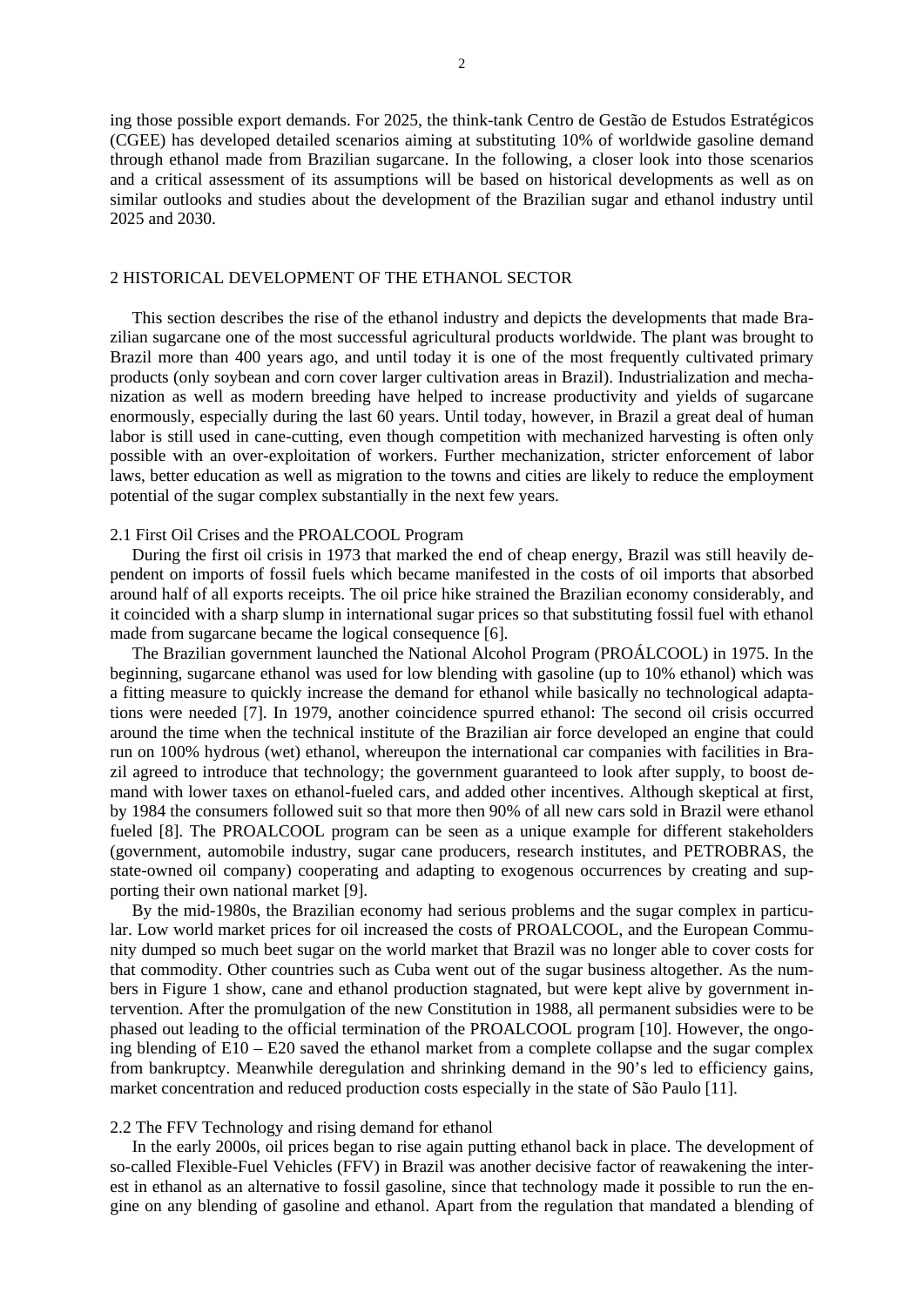ing those possible export demands. For 2025, the think-tank Centro de Gestão de Estudos Estratégicos (CGEE) has developed detailed scenarios aiming at substituting 10% of worldwide gasoline demand through ethanol made from Brazilian sugarcane. In the following, a closer look into those scenarios and a critical assessment of its assumptions will be based on historical developments as well as on similar outlooks and studies about the development of the Brazilian sugar and ethanol industry until 2025 and 2030.

## 2 HISTORICAL DEVELOPMENT OF THE ETHANOL SECTOR

This section describes the rise of the ethanol industry and depicts the developments that made Brazilian sugarcane one of the most successful agricultural products worldwide. The plant was brought to Brazil more than 400 years ago, and until today it is one of the most frequently cultivated primary products (only soybean and corn cover larger cultivation areas in Brazil). Industrialization and mechanization as well as modern breeding have helped to increase productivity and yields of sugarcane enormously, especially during the last 60 years. Until today, however, in Brazil a great deal of human labor is still used in cane-cutting, even though competition with mechanized harvesting is often only possible with an over-exploitation of workers. Further mechanization, stricter enforcement of labor laws, better education as well as migration to the towns and cities are likely to reduce the employment potential of the sugar complex substantially in the next few years.

### 2.1 First Oil Crises and the PROALCOOL Program

During the first oil crisis in 1973 that marked the end of cheap energy, Brazil was still heavily dependent on imports of fossil fuels which became manifested in the costs of oil imports that absorbed around half of all exports receipts. The oil price hike strained the Brazilian economy considerably, and it coincided with a sharp slump in international sugar prices so that substituting fossil fuel with ethanol made from sugarcane became the logical consequence [6].

The Brazilian government launched the National Alcohol Program (PROÁLCOOL) in 1975. In the beginning, sugarcane ethanol was used for low blending with gasoline (up to 10% ethanol) which was a fitting measure to quickly increase the demand for ethanol while basically no technological adaptations were needed [7]. In 1979, another coincidence spurred ethanol: The second oil crisis occurred around the time when the technical institute of the Brazilian air force developed an engine that could run on 100% hydrous (wet) ethanol, whereupon the international car companies with facilities in Brazil agreed to introduce that technology; the government guaranteed to look after supply, to boost demand with lower taxes on ethanol-fueled cars, and added other incentives. Although skeptical at first, by 1984 the consumers followed suit so that more then 90% of all new cars sold in Brazil were ethanol fueled [8]. The PROALCOOL program can be seen as a unique example for different stakeholders (government, automobile industry, sugar cane producers, research institutes, and PETROBRAS, the state-owned oil company) cooperating and adapting to exogenous occurrences by creating and supporting their own national market [9].

By the mid-1980s, the Brazilian economy had serious problems and the sugar complex in particular. Low world market prices for oil increased the costs of PROALCOOL, and the European Community dumped so much beet sugar on the world market that Brazil was no longer able to cover costs for that commodity. Other countries such as Cuba went out of the sugar business altogether. As the numbers in Figure 1 show, cane and ethanol production stagnated, but were kept alive by government intervention. After the promulgation of the new Constitution in 1988, all permanent subsidies were to be phased out leading to the official termination of the PROALCOOL program [10]. However, the ongoing blending of E10 – E20 saved the ethanol market from a complete collapse and the sugar complex from bankruptcy. Meanwhile deregulation and shrinking demand in the 90's led to efficiency gains, market concentration and reduced production costs especially in the state of São Paulo [11].

### 2.2 The FFV Technology and rising demand for ethanol

In the early 2000s, oil prices began to rise again putting ethanol back in place. The development of so-called Flexible-Fuel Vehicles (FFV) in Brazil was another decisive factor of reawakening the interest in ethanol as an alternative to fossil gasoline, since that technology made it possible to run the engine on any blending of gasoline and ethanol. Apart from the regulation that mandated a blending of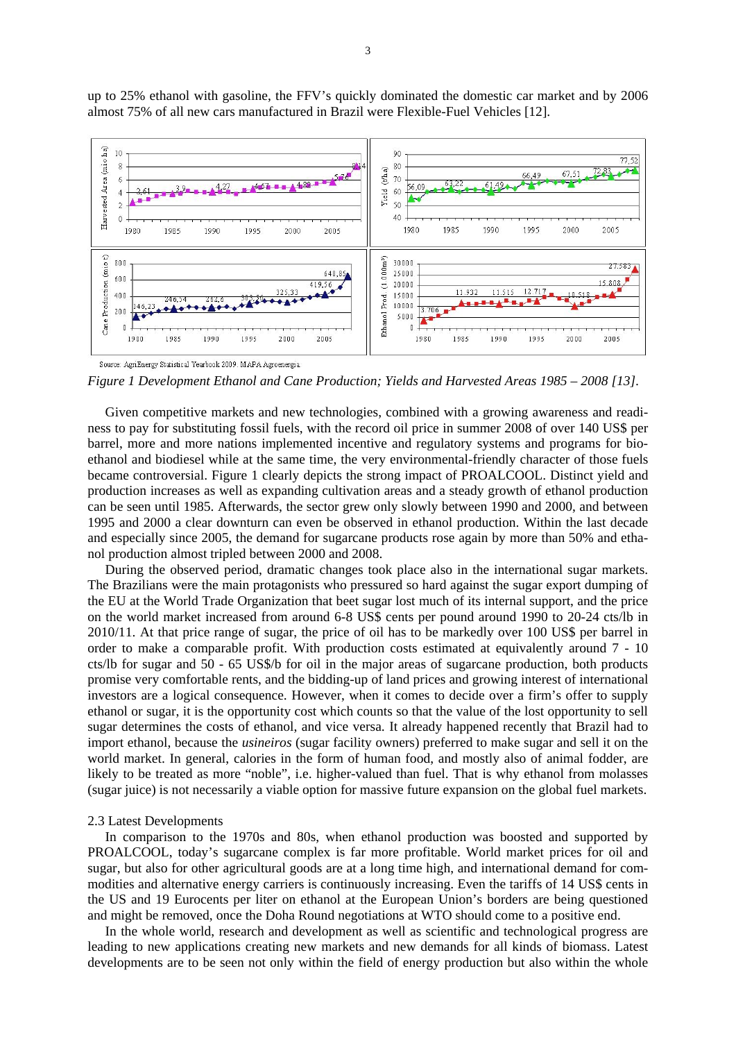up to 25% ethanol with gasoline, the FFV's quickly dominated the domestic car market and by 2006 almost 75% of all new cars manufactured in Brazil were Flexible-Fuel Vehicles [12].

Source: AgriEnergy Statistical Yearbook 2009. MAPA Agroenergia

*Figure 1 Development Ethanol and Cane Production; Yields and Harvested Areas 1985 – 2008 [13].*

Given competitive markets and new technologies, combined with a growing awareness and readiness to pay for substituting fossil fuels, with the record oil price in summer 2008 of over 140 US$ per barrel, more and more nations implemented incentive and regulatory systems and programs for bioethanol and biodiesel while at the same time, the very environmental-friendly character of those fuels became controversial. Figure 1 clearly depicts the strong impact of PROALCOOL. Distinct yield and production increases as well as expanding cultivation areas and a steady growth of ethanol production can be seen until 1985. Afterwards, the sector grew only slowly between 1990 and 2000, and between 1995 and 2000 a clear downturn can even be observed in ethanol production. Within the last decade and especially since 2005, the demand for sugarcane products rose again by more than 50% and ethanol production almost tripled between 2000 and 2008.

During the observed period, dramatic changes took place also in the international sugar markets. The Brazilians were the main protagonists who pressured so hard against the sugar export dumping of the EU at the World Trade Organization that beet sugar lost much of its internal support, and the price on the world market increased from around 6-8 US$ cents per pound around 1990 to 20-24 cts/lb in 2010/11. At that price range of sugar, the price of oil has to be markedly over 100 US$ per barrel in order to make a comparable profit. With production costs estimated at equivalently around 7 - 10 cts/lb for sugar and 50 - 65 US$/b for oil in the major areas of sugarcane production, both products promise very comfortable rents, and the bidding-up of land prices and growing interest of international investors are a logical consequence. However, when it comes to decide over a firm's offer to supply ethanol or sugar, it is the opportunity cost which counts so that the value of the lost opportunity to sell sugar determines the costs of ethanol, and vice versa. It already happened recently that Brazil had to import ethanol, because the *usineiros* (sugar facility owners) preferred to make sugar and sell it on the world market. In general, calories in the form of human food, and mostly also of animal fodder, are likely to be treated as more "noble", i.e. higher-valued than fuel. That is why ethanol from molasses (sugar juice) is not necessarily a viable option for massive future expansion on the global fuel markets.

2.3 Latest Developments

In comparison to the 1970s and 80s, when ethanol production was boosted and supported by PROALCOOL, today's sugarcane complex is far more profitable. World market prices for oil and sugar, but also for other agricultural goods are at a long time high, and international demand for commodities and alternative energy carriers is continuously increasing. Even the tariffs of 14 US$ cents in the US and 19 Eurocents per liter on ethanol at the European Union's borders are being questioned and might be removed, once the Doha Round negotiations at WTO should come to a positive end.

In the whole world, research and development as well as scientific and technological progress are leading to new applications creating new markets and new demands for all kinds of biomass. Latest developments are to be seen not only within the field of energy production but also within the whole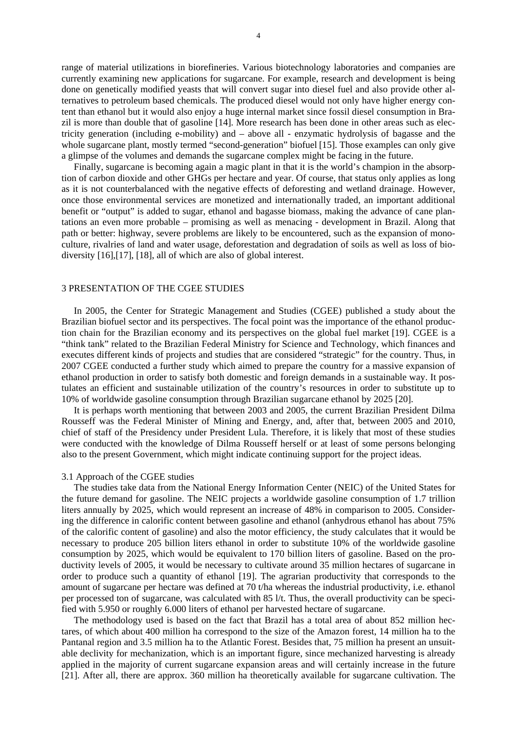range of material utilizations in biorefineries. Various biotechnology laboratories and companies are currently examining new applications for sugarcane. For example, research and development is being done on genetically modified yeasts that will convert sugar into diesel fuel and also provide other alternatives to petroleum based chemicals. The produced diesel would not only have higher energy content than ethanol but it would also enjoy a huge internal market since fossil diesel consumption in Brazil is more than double that of gasoline [14]. More research has been done in other areas such as electricity generation (including e-mobility) and – above all - enzymatic hydrolysis of bagasse and the whole sugarcane plant, mostly termed "second-generation" biofuel [15]. Those examples can only give a glimpse of the volumes and demands the sugarcane complex might be facing in the future.

Finally, sugarcane is becoming again a magic plant in that it is the world's champion in the absorption of carbon dioxide and other GHGs per hectare and year. Of course, that status only applies as long as it is not counterbalanced with the negative effects of deforesting and wetland drainage. However, once those environmental services are monetized and internationally traded, an important additional benefit or "output" is added to sugar, ethanol and bagasse biomass, making the advance of cane plantations an even more probable – promising as well as menacing - development in Brazil. Along that path or better: highway, severe problems are likely to be encountered, such as the expansion of monoculture, rivalries of land and water usage, deforestation and degradation of soils as well as loss of biodiversity [16],[17], [18], all of which are also of global interest.

## 3 PRESENTATION OF THE CGEE STUDIES

In 2005, the Center for Strategic Management and Studies (CGEE) published a study about the Brazilian biofuel sector and its perspectives. The focal point was the importance of the ethanol production chain for the Brazilian economy and its perspectives on the global fuel market [19]. CGEE is a "think tank" related to the Brazilian Federal Ministry for Science and Technology, which finances and executes different kinds of projects and studies that are considered "strategic" for the country. Thus, in 2007 CGEE conducted a further study which aimed to prepare the country for a massive expansion of ethanol production in order to satisfy both domestic and foreign demands in a sustainable way. It postulates an efficient and sustainable utilization of the country's resources in order to substitute up to 10% of worldwide gasoline consumption through Brazilian sugarcane ethanol by 2025 [20].

It is perhaps worth mentioning that between 2003 and 2005, the current Brazilian President Dilma Rousseff was the Federal Minister of Mining and Energy, and, after that, between 2005 and 2010, chief of staff of the Presidency under President Lula. Therefore, it is likely that most of these studies were conducted with the knowledge of Dilma Rousseff herself or at least of some persons belonging also to the present Government, which might indicate continuing support for the project ideas.

### 3.1 Approach of the CGEE studies

The studies take data from the National Energy Information Center (NEIC) of the United States for the future demand for gasoline. The NEIC projects a worldwide gasoline consumption of 1.7 trillion liters annually by 2025, which would represent an increase of 48% in comparison to 2005. Considering the difference in calorific content between gasoline and ethanol (anhydrous ethanol has about 75% of the calorific content of gasoline) and also the motor efficiency, the study calculates that it would be necessary to produce 205 billion liters ethanol in order to substitute 10% of the worldwide gasoline consumption by 2025, which would be equivalent to 170 billion liters of gasoline. Based on the productivity levels of 2005, it would be necessary to cultivate around 35 million hectares of sugarcane in order to produce such a quantity of ethanol [19]. The agrarian productivity that corresponds to the amount of sugarcane per hectare was defined at 70 t/ha whereas the industrial productivity, i.e. ethanol per processed ton of sugarcane, was calculated with 85 l/t. Thus, the overall productivity can be specified with 5.950 or roughly 6.000 liters of ethanol per harvested hectare of sugarcane.

The methodology used is based on the fact that Brazil has a total area of about 852 million hectares, of which about 400 million ha correspond to the size of the Amazon forest, 14 million ha to the Pantanal region and 3.5 million ha to the Atlantic Forest. Besides that, 75 million ha present an unsuitable declivity for mechanization, which is an important figure, since mechanized harvesting is already applied in the majority of current sugarcane expansion areas and will certainly increase in the future [21]. After all, there are approx. 360 million ha theoretically available for sugarcane cultivation. The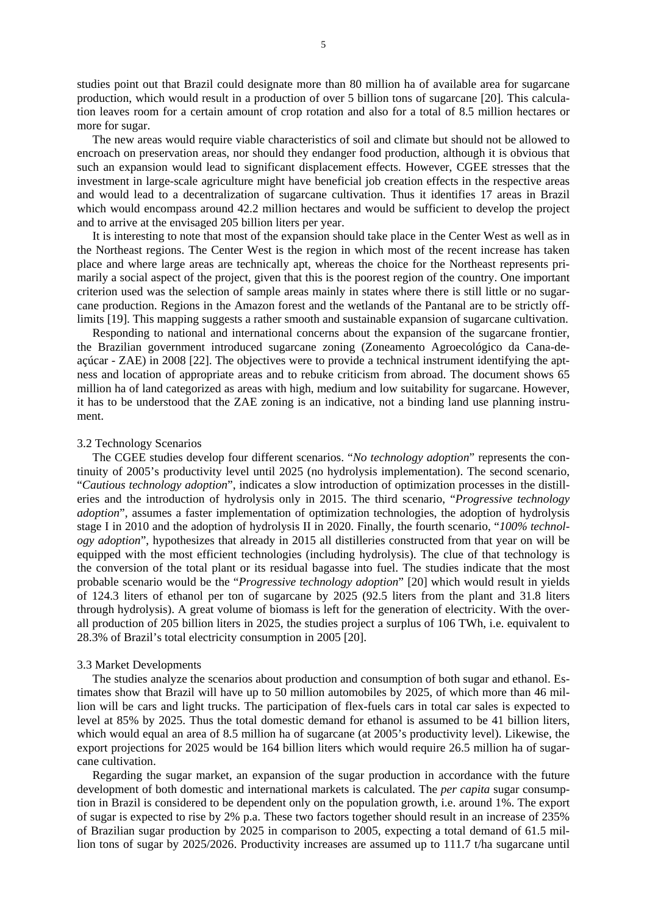studies point out that Brazil could designate more than 80 million ha of available area for sugarcane production, which would result in a production of over 5 billion tons of sugarcane [20]. This calculation leaves room for a certain amount of crop rotation and also for a total of 8.5 million hectares or more for sugar.

The new areas would require viable characteristics of soil and climate but should not be allowed to encroach on preservation areas, nor should they endanger food production, although it is obvious that such an expansion would lead to significant displacement effects. However, CGEE stresses that the investment in large-scale agriculture might have beneficial job creation effects in the respective areas and would lead to a decentralization of sugarcane cultivation. Thus it identifies 17 areas in Brazil which would encompass around 42.2 million hectares and would be sufficient to develop the project and to arrive at the envisaged 205 billion liters per year.

It is interesting to note that most of the expansion should take place in the Center West as well as in the Northeast regions. The Center West is the region in which most of the recent increase has taken place and where large areas are technically apt, whereas the choice for the Northeast represents primarily a social aspect of the project, given that this is the poorest region of the country. One important criterion used was the selection of sample areas mainly in states where there is still little or no sugarcane production. Regions in the Amazon forest and the wetlands of the Pantanal are to be strictly off-limits [19]. This mapping suggests a rather smooth and sustainable expansion of sugarcane cultivation.

Responding to national and international concerns about the expansion of the sugarcane frontier, the Brazilian government introduced sugarcane zoning (Zoneamento Agroecológico da Cana-de-açúcar - ZAE) in 2008 [22]. The objectives were to provide a technical instrument identifying the aptness and location of appropriate areas and to rebuke criticism from abroad. The document shows 65 million ha of land categorized as areas with high, medium and low suitability for sugarcane. However, it has to be understood that the ZAE zoning is an indicative, not a binding land use planning instrument.

### 3.2 Technology Scenarios

The CGEE studies develop four different scenarios. "*No technology adoption*" represents the continuity of 2005's productivity level until 2025 (no hydrolysis implementation). The second scenario, "*Cautious technology adoption*", indicates a slow introduction of optimization processes in the distilleries and the introduction of hydrolysis only in 2015. The third scenario, "*Progressive technology adoption*", assumes a faster implementation of optimization technologies, the adoption of hydrolysis stage I in 2010 and the adoption of hydrolysis II in 2020. Finally, the fourth scenario, "*100% technology adoption*", hypothesizes that already in 2015 all distilleries constructed from that year on will be equipped with the most efficient technologies (including hydrolysis). The clue of that technology is the conversion of the total plant or its residual bagasse into fuel. The studies indicate that the most probable scenario would be the "*Progressive technology adoption*" [20] which would result in yields of 124.3 liters of ethanol per ton of sugarcane by 2025 (92.5 liters from the plant and 31.8 liters through hydrolysis). A great volume of biomass is left for the generation of electricity. With the overall production of 205 billion liters in 2025, the studies project a surplus of 106 TWh, i.e. equivalent to 28.3% of Brazil's total electricity consumption in 2005 [20].

### 3.3 Market Developments

The studies analyze the scenarios about production and consumption of both sugar and ethanol. Estimates show that Brazil will have up to 50 million automobiles by 2025, of which more than 46 million will be cars and light trucks. The participation of flex-fuels cars in total car sales is expected to level at 85% by 2025. Thus the total domestic demand for ethanol is assumed to be 41 billion liters, which would equal an area of 8.5 million ha of sugarcane (at 2005's productivity level). Likewise, the export projections for 2025 would be 164 billion liters which would require 26.5 million ha of sugarcane cultivation.

Regarding the sugar market, an expansion of the sugar production in accordance with the future development of both domestic and international markets is calculated. The *per capita* sugar consumption in Brazil is considered to be dependent only on the population growth, i.e. around 1%. The export of sugar is expected to rise by 2% p.a. These two factors together should result in an increase of 235% of Brazilian sugar production by 2025 in comparison to 2005, expecting a total demand of 61.5 million tons of sugar by 2025/2026. Productivity increases are assumed up to 111.7 t/ha sugarcane until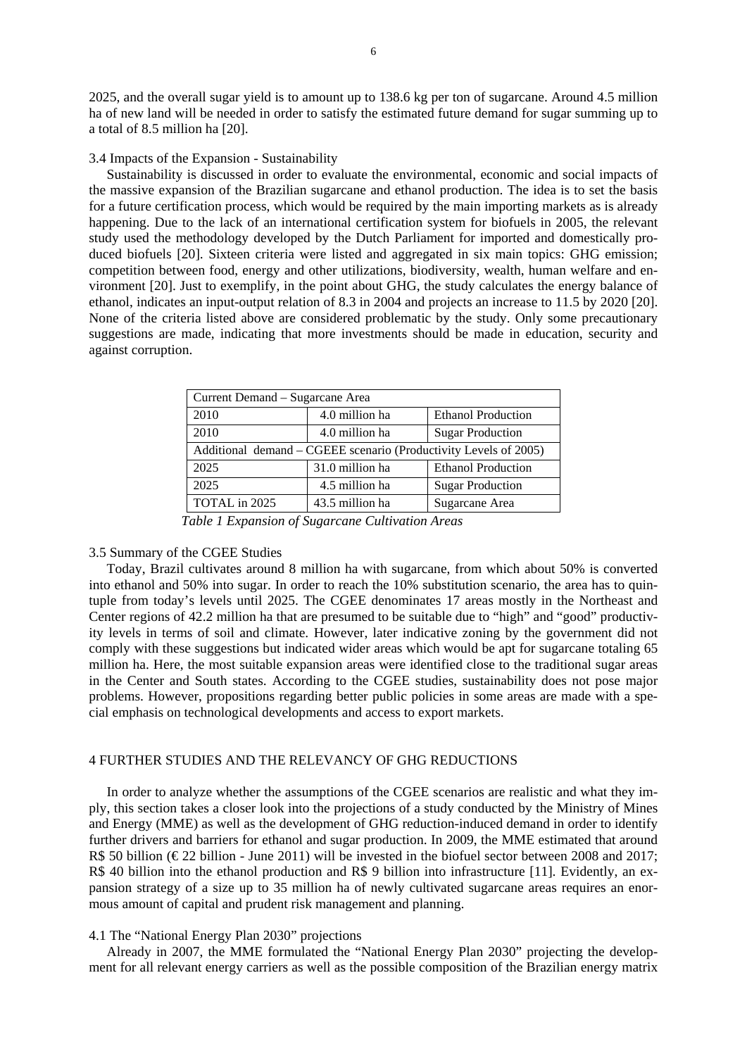2025, and the overall sugar yield is to amount up to 138.6 kg per ton of sugarcane. Around 4.5 million ha of new land will be needed in order to satisfy the estimated future demand for sugar summing up to a total of 8.5 million ha [20].

### 3.4 Impacts of the Expansion - Sustainability

Sustainability is discussed in order to evaluate the environmental, economic and social impacts of the massive expansion of the Brazilian sugarcane and ethanol production. The idea is to set the basis for a future certification process, which would be required by the main importing markets as is already happening. Due to the lack of an international certification system for biofuels in 2005, the relevant study used the methodology developed by the Dutch Parliament for imported and domestically produced biofuels [20]. Sixteen criteria were listed and aggregated in six main topics: GHG emission; competition between food, energy and other utilizations, biodiversity, wealth, human welfare and environment [20]. Just to exemplify, in the point about GHG, the study calculates the energy balance of ethanol, indicates an input-output relation of 8.3 in 2004 and projects an increase to 11.5 by 2020 [20]. None of the criteria listed above are considered problematic by the study. Only some precautionary suggestions are made, indicating that more investments should be made in education, security and against corruption.

| Current Demand – Sugarcane Area | | |
|---|---|---|
| 2010 | 4.0 million ha | Ethanol Production |
| 2010 | 4.0 million ha | Sugar Production |
| Additional demand – CGEEE scenario (Productivity Levels of 2005) | | |
| 2025 | 31.0 million ha | Ethanol Production |
| 2025 | 4.5 million ha | Sugar Production |
| TOTAL in 2025 | 43.5 million ha | Sugarcane Area |

*Table 1 Expansion of Sugarcane Cultivation Areas*

### 3.5 Summary of the CGEE Studies

Today, Brazil cultivates around 8 million ha with sugarcane, from which about 50% is converted into ethanol and 50% into sugar. In order to reach the 10% substitution scenario, the area has to quintuple from today's levels until 2025. The CGEE denominates 17 areas mostly in the Northeast and Center regions of 42.2 million ha that are presumed to be suitable due to "high" and "good" productivity levels in terms of soil and climate. However, later indicative zoning by the government did not comply with these suggestions but indicated wider areas which would be apt for sugarcane totaling 65 million ha. Here, the most suitable expansion areas were identified close to the traditional sugar areas in the Center and South states. According to the CGEE studies, sustainability does not pose major problems. However, propositions regarding better public policies in some areas are made with a special emphasis on technological developments and access to export markets.

## 4 FURTHER STUDIES AND THE RELEVANCY OF GHG REDUCTIONS

In order to analyze whether the assumptions of the CGEE scenarios are realistic and what they imply, this section takes a closer look into the projections of a study conducted by the Ministry of Mines and Energy (MME) as well as the development of GHG reduction-induced demand in order to identify further drivers and barriers for ethanol and sugar production. In 2009, the MME estimated that around R$ 50 billion (€ 22 billion - June 2011) will be invested in the biofuel sector between 2008 and 2017; R$ 40 billion into the ethanol production and R$ 9 billion into infrastructure [11]. Evidently, an expansion strategy of a size up to 35 million ha of newly cultivated sugarcane areas requires an enormous amount of capital and prudent risk management and planning.

### 4.1 The "National Energy Plan 2030" projections

Already in 2007, the MME formulated the "National Energy Plan 2030" projecting the development for all relevant energy carriers as well as the possible composition of the Brazilian energy matrix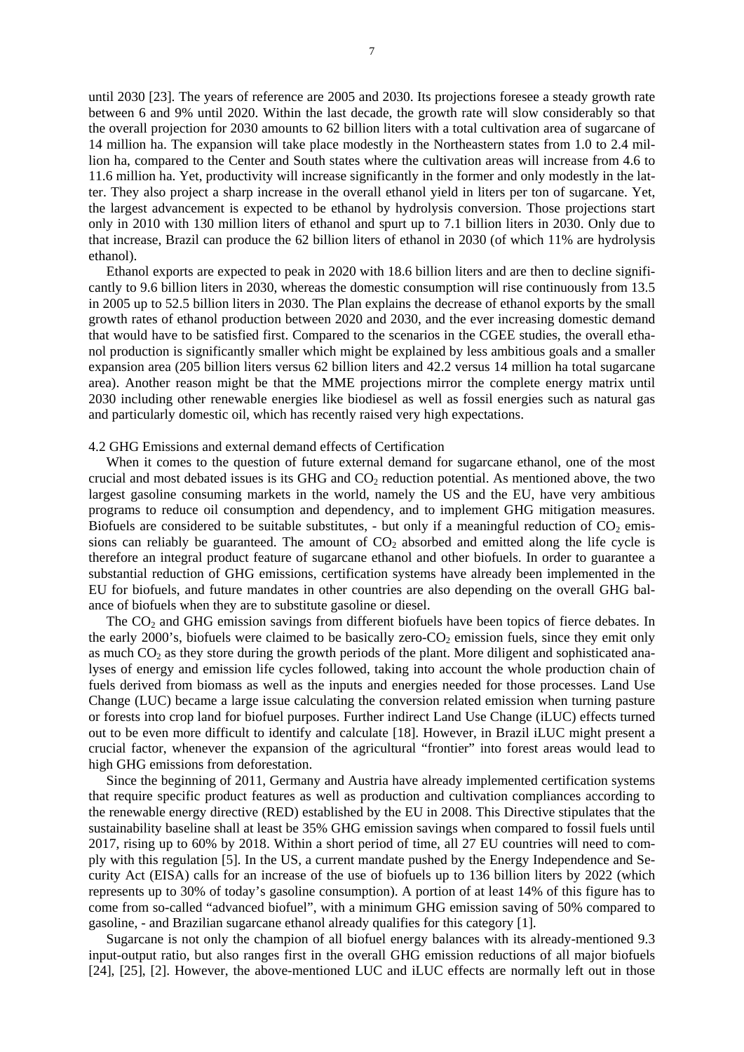until 2030 [23]. The years of reference are 2005 and 2030. Its projections foresee a steady growth rate between 6 and 9% until 2020. Within the last decade, the growth rate will slow considerably so that the overall projection for 2030 amounts to 62 billion liters with a total cultivation area of sugarcane of 14 million ha. The expansion will take place modestly in the Northeastern states from 1.0 to 2.4 million ha, compared to the Center and South states where the cultivation areas will increase from 4.6 to 11.6 million ha. Yet, productivity will increase significantly in the former and only modestly in the latter. They also project a sharp increase in the overall ethanol yield in liters per ton of sugarcane. Yet, the largest advancement is expected to be ethanol by hydrolysis conversion. Those projections start only in 2010 with 130 million liters of ethanol and spurt up to 7.1 billion liters in 2030. Only due to that increase, Brazil can produce the 62 billion liters of ethanol in 2030 (of which 11% are hydrolysis ethanol).

Ethanol exports are expected to peak in 2020 with 18.6 billion liters and are then to decline significantly to 9.6 billion liters in 2030, whereas the domestic consumption will rise continuously from 13.5 in 2005 up to 52.5 billion liters in 2030. The Plan explains the decrease of ethanol exports by the small growth rates of ethanol production between 2020 and 2030, and the ever increasing domestic demand that would have to be satisfied first. Compared to the scenarios in the CGEE studies, the overall ethanol production is significantly smaller which might be explained by less ambitious goals and a smaller expansion area (205 billion liters versus 62 billion liters and 42.2 versus 14 million ha total sugarcane area). Another reason might be that the MME projections mirror the complete energy matrix until 2030 including other renewable energies like biodiesel as well as fossil energies such as natural gas and particularly domestic oil, which has recently raised very high expectations.

### 4.2 GHG Emissions and external demand effects of Certification

When it comes to the question of future external demand for sugarcane ethanol, one of the most crucial and most debated issues is its GHG and $CO_2$ reduction potential. As mentioned above, the two largest gasoline consuming markets in the world, namely the US and the EU, have very ambitious programs to reduce oil consumption and dependency, and to implement GHG mitigation measures. Biofuels are considered to be suitable substitutes, - but only if a meaningful reduction of $CO_2$ emissions can reliably be guaranteed. The amount of $CO_2$ absorbed and emitted along the life cycle is therefore an integral product feature of sugarcane ethanol and other biofuels. In order to guarantee a substantial reduction of GHG emissions, certification systems have already been implemented in the EU for biofuels, and future mandates in other countries are also depending on the overall GHG balance of biofuels when they are to substitute gasoline or diesel.

The $CO_2$ and GHG emission savings from different biofuels have been topics of fierce debates. In the early 2000's, biofuels were claimed to be basically zero-$CO_2$ emission fuels, since they emit only as much $CO_2$ as they store during the growth periods of the plant. More diligent and sophisticated analyses of energy and emission life cycles followed, taking into account the whole production chain of fuels derived from biomass as well as the inputs and energies needed for those processes. Land Use Change (LUC) became a large issue calculating the conversion related emission when turning pasture or forests into crop land for biofuel purposes. Further indirect Land Use Change (iLUC) effects turned out to be even more difficult to identify and calculate [18]. However, in Brazil iLUC might present a crucial factor, whenever the expansion of the agricultural "frontier" into forest areas would lead to high GHG emissions from deforestation.

Since the beginning of 2011, Germany and Austria have already implemented certification systems that require specific product features as well as production and cultivation compliances according to the renewable energy directive (RED) established by the EU in 2008. This Directive stipulates that the sustainability baseline shall at least be 35% GHG emission savings when compared to fossil fuels until 2017, rising up to 60% by 2018. Within a short period of time, all 27 EU countries will need to comply with this regulation [5]. In the US, a current mandate pushed by the Energy Independence and Security Act (EISA) calls for an increase of the use of biofuels up to 136 billion liters by 2022 (which represents up to 30% of today's gasoline consumption). A portion of at least 14% of this figure has to come from so-called "advanced biofuel", with a minimum GHG emission saving of 50% compared to gasoline, - and Brazilian sugarcane ethanol already qualifies for this category [1].

Sugarcane is not only the champion of all biofuel energy balances with its already-mentioned 9.3 input-output ratio, but also ranges first in the overall GHG emission reductions of all major biofuels [24], [25], [2]. However, the above-mentioned LUC and iLUC effects are normally left out in those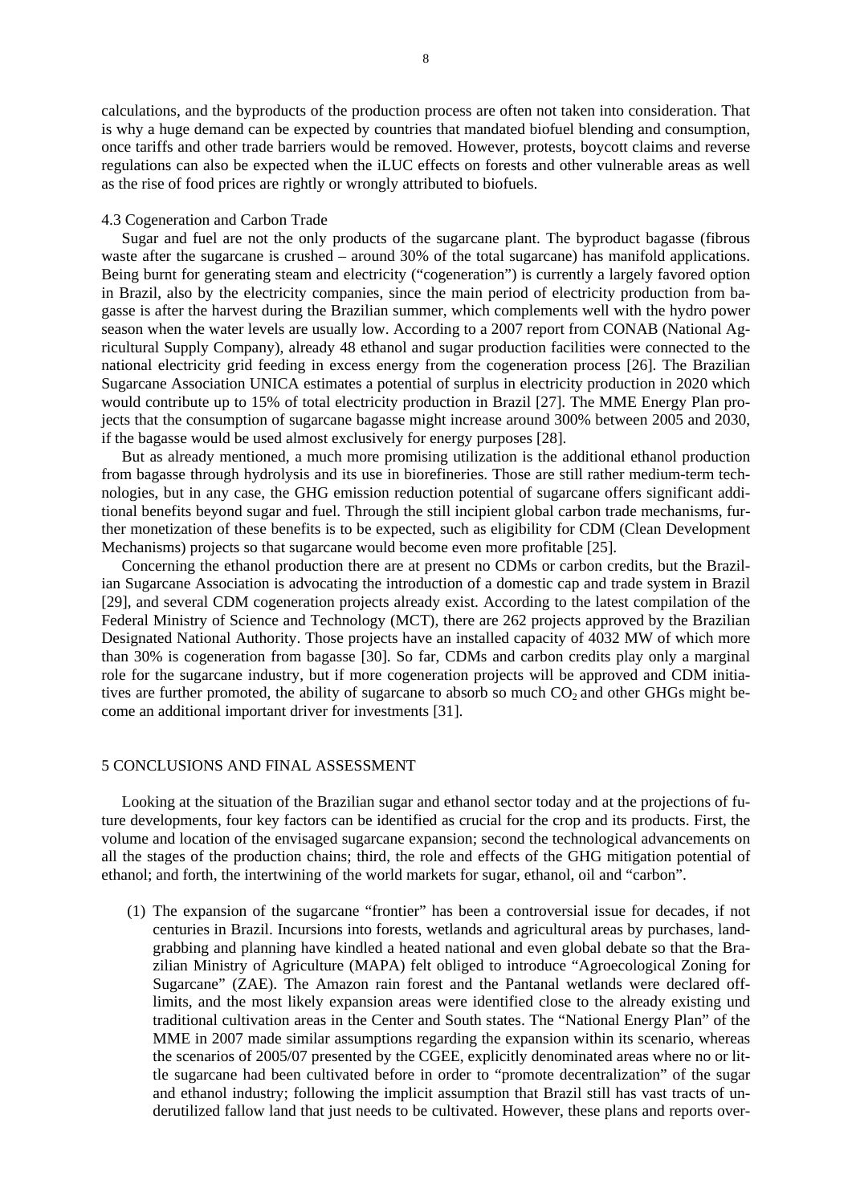calculations, and the byproducts of the production process are often not taken into consideration. That is why a huge demand can be expected by countries that mandated biofuel blending and consumption, once tariffs and other trade barriers would be removed. However, protests, boycott claims and reverse regulations can also be expected when the iLUC effects on forests and other vulnerable areas as well as the rise of food prices are rightly or wrongly attributed to biofuels.

### 4.3 Cogeneration and Carbon Trade

Sugar and fuel are not the only products of the sugarcane plant. The byproduct bagasse (fibrous waste after the sugarcane is crushed – around 30% of the total sugarcane) has manifold applications. Being burnt for generating steam and electricity ("cogeneration") is currently a largely favored option in Brazil, also by the electricity companies, since the main period of electricity production from bagasse is after the harvest during the Brazilian summer, which complements well with the hydro power season when the water levels are usually low. According to a 2007 report from CONAB (National Agricultural Supply Company), already 48 ethanol and sugar production facilities were connected to the national electricity grid feeding in excess energy from the cogeneration process [26]. The Brazilian Sugarcane Association UNICA estimates a potential of surplus in electricity production in 2020 which would contribute up to 15% of total electricity production in Brazil [27]. The MME Energy Plan projects that the consumption of sugarcane bagasse might increase around 300% between 2005 and 2030, if the bagasse would be used almost exclusively for energy purposes [28].

But as already mentioned, a much more promising utilization is the additional ethanol production from bagasse through hydrolysis and its use in biorefineries. Those are still rather medium-term technologies, but in any case, the GHG emission reduction potential of sugarcane offers significant additional benefits beyond sugar and fuel. Through the still incipient global carbon trade mechanisms, further monetization of these benefits is to be expected, such as eligibility for CDM (Clean Development Mechanisms) projects so that sugarcane would become even more profitable [25].

Concerning the ethanol production there are at present no CDMs or carbon credits, but the Brazilian Sugarcane Association is advocating the introduction of a domestic cap and trade system in Brazil [29], and several CDM cogeneration projects already exist. According to the latest compilation of the Federal Ministry of Science and Technology (MCT), there are 262 projects approved by the Brazilian Designated National Authority. Those projects have an installed capacity of 4032 MW of which more than 30% is cogeneration from bagasse [30]. So far, CDMs and carbon credits play only a marginal role for the sugarcane industry, but if more cogeneration projects will be approved and CDM initiatives are further promoted, the ability of sugarcane to absorb so much $CO_2$ and other GHGs might become an additional important driver for investments [31].

## 5 CONCLUSIONS AND FINAL ASSESSMENT

Looking at the situation of the Brazilian sugar and ethanol sector today and at the projections of future developments, four key factors can be identified as crucial for the crop and its products. First, the volume and location of the envisaged sugarcane expansion; second the technological advancements on all the stages of the production chains; third, the role and effects of the GHG mitigation potential of ethanol; and forth, the intertwining of the world markets for sugar, ethanol, oil and "carbon".

(1) The expansion of the sugarcane "frontier" has been a controversial issue for decades, if not centuries in Brazil. Incursions into forests, wetlands and agricultural areas by purchases, landgrabbing and planning have kindled a heated national and even global debate so that the Brazilian Ministry of Agriculture (MAPA) felt obliged to introduce "Agroecological Zoning for Sugarcane" (ZAE). The Amazon rain forest and the Pantanal wetlands were declared off-limits, and the most likely expansion areas were identified close to the already existing und traditional cultivation areas in the Center and South states. The "National Energy Plan" of the MME in 2007 made similar assumptions regarding the expansion within its scenario, whereas the scenarios of 2005/07 presented by the CGEE, explicitly denominated areas where no or little sugarcane had been cultivated before in order to "promote decentralization" of the sugar and ethanol industry; following the implicit assumption that Brazil still has vast tracts of underutilized fallow land that just needs to be cultivated. However, these plans and reports over-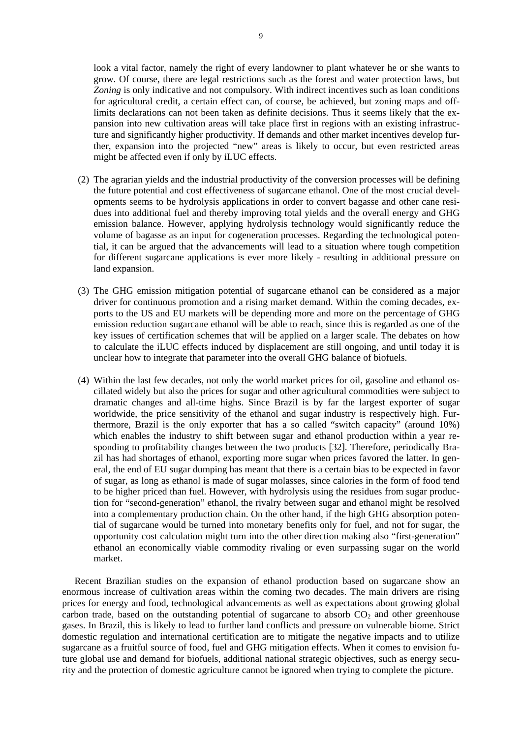look a vital factor, namely the right of every landowner to plant whatever he or she wants to grow. Of course, there are legal restrictions such as the forest and water protection laws, but *Zoning* is only indicative and not compulsory. With indirect incentives such as loan conditions for agricultural credit, a certain effect can, of course, be achieved, but zoning maps and off-limits declarations can not been taken as definite decisions. Thus it seems likely that the expansion into new cultivation areas will take place first in regions with an existing infrastructure and significantly higher productivity. If demands and other market incentives develop further, expansion into the projected "new" areas is likely to occur, but even restricted areas might be affected even if only by iLUC effects.

(2) The agrarian yields and the industrial productivity of the conversion processes will be defining the future potential and cost effectiveness of sugarcane ethanol. One of the most crucial developments seems to be hydrolysis applications in order to convert bagasse and other cane residues into additional fuel and thereby improving total yields and the overall energy and GHG emission balance. However, applying hydrolysis technology would significantly reduce the volume of bagasse as an input for cogeneration processes. Regarding the technological potential, it can be argued that the advancements will lead to a situation where tough competition for different sugarcane applications is ever more likely - resulting in additional pressure on land expansion.

(3) The GHG emission mitigation potential of sugarcane ethanol can be considered as a major driver for continuous promotion and a rising market demand. Within the coming decades, exports to the US and EU markets will be depending more and more on the percentage of GHG emission reduction sugarcane ethanol will be able to reach, since this is regarded as one of the key issues of certification schemes that will be applied on a larger scale. The debates on how to calculate the iLUC effects induced by displacement are still ongoing, and until today it is unclear how to integrate that parameter into the overall GHG balance of biofuels.

(4) Within the last few decades, not only the world market prices for oil, gasoline and ethanol oscillated widely but also the prices for sugar and other agricultural commodities were subject to dramatic changes and all-time highs. Since Brazil is by far the largest exporter of sugar worldwide, the price sensitivity of the ethanol and sugar industry is respectively high. Furthermore, Brazil is the only exporter that has a so called "switch capacity" (around 10%) which enables the industry to shift between sugar and ethanol production within a year responding to profitability changes between the two products [32]. Therefore, periodically Brazil has had shortages of ethanol, exporting more sugar when prices favored the latter. In general, the end of EU sugar dumping has meant that there is a certain bias to be expected in favor of sugar, as long as ethanol is made of sugar molasses, since calories in the form of food tend to be higher priced than fuel. However, with hydrolysis using the residues from sugar production for "second-generation" ethanol, the rivalry between sugar and ethanol might be resolved into a complementary production chain. On the other hand, if the high GHG absorption potential of sugarcane would be turned into monetary benefits only for fuel, and not for sugar, the opportunity cost calculation might turn into the other direction making also "first-generation" ethanol an economically viable commodity rivaling or even surpassing sugar on the world market.

Recent Brazilian studies on the expansion of ethanol production based on sugarcane show an enormous increase of cultivation areas within the coming two decades. The main drivers are rising prices for energy and food, technological advancements as well as expectations about growing global carbon trade, based on the outstanding potential of sugarcane to absorb $CO_2$ and other greenhouse gases. In Brazil, this is likely to lead to further land conflicts and pressure on vulnerable biome. Strict domestic regulation and international certification are to mitigate the negative impacts and to utilize sugarcane as a fruitful source of food, fuel and GHG mitigation effects. When it comes to envision future global use and demand for biofuels, additional national strategic objectives, such as energy security and the protection of domestic agriculture cannot be ignored when trying to complete the picture.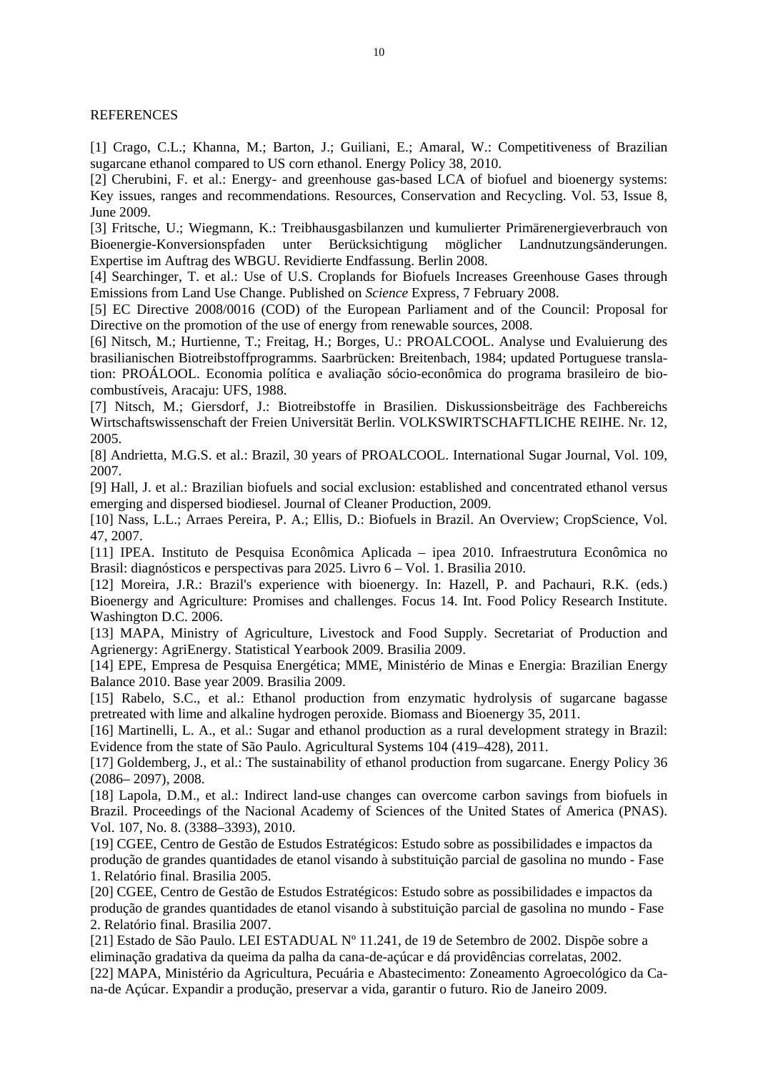REFERENCES

[1] Crago, C.L.; Khanna, M.; Barton, J.; Guiliani, E.; Amaral, W.: Competitiveness of Brazilian sugarcane ethanol compared to US corn ethanol. Energy Policy 38, 2010.

[2] Cherubini, F. et al.: Energy- and greenhouse gas-based LCA of biofuel and bioenergy systems: Key issues, ranges and recommendations. Resources, Conservation and Recycling. Vol. 53, Issue 8, June 2009.

[3] Fritsche, U.; Wiegmann, K.: Treibhausgasbilanzen und kumulierter Primärenergieverbrauch von Bioenergie-Konversionspfaden unter Berücksichtigung möglicher Landnutzungsänderungen. Expertise im Auftrag des WBGU. Revidierte Endfassung. Berlin 2008.

[4] Searchinger, T. et al.: Use of U.S. Croplands for Biofuels Increases Greenhouse Gases through Emissions from Land Use Change. Published on *Science* Express, 7 February 2008.

[5] EC Directive 2008/0016 (COD) of the European Parliament and of the Council: Proposal for Directive on the promotion of the use of energy from renewable sources, 2008.

[6] Nitsch, M.; Hurtienne, T.; Freitag, H.; Borges, U.: PROALCOOL. Analyse und Evaluierung des brasilianischen Biotreibstoffprogramms. Saarbrücken: Breitenbach, 1984; updated Portuguese translation: PROÁLOOL. Economia política e avaliação sócio-econômica do programa brasileiro de biocombustíveis, Aracaju: UFS, 1988.

[7] Nitsch, M.; Giersdorf, J.: Biotreibstoffe in Brasilien. Diskussionsbeiträge des Fachbereichs Wirtschaftswissenschaft der Freien Universität Berlin. VOLKSWIRTSCHAFTLICHE REIHE. Nr. 12, 2005.

[8] Andrietta, M.G.S. et al.: Brazil, 30 years of PROALCOOL. International Sugar Journal, Vol. 109, 2007.

[9] Hall, J. et al.: Brazilian biofuels and social exclusion: established and concentrated ethanol versus emerging and dispersed biodiesel. Journal of Cleaner Production, 2009.

[10] Nass, L.L.; Arraes Pereira, P. A.; Ellis, D.: Biofuels in Brazil. An Overview; CropScience, Vol. 47, 2007.

[11] IPEA. Instituto de Pesquisa Econômica Aplicada – ipea 2010. Infraestrutura Econômica no Brasil: diagnósticos e perspectivas para 2025. Livro 6 – Vol. 1. Brasilia 2010.

[12] Moreira, J.R.: Brazil's experience with bioenergy. In: Hazell, P. and Pachauri, R.K. (eds.) Bioenergy and Agriculture: Promises and challenges. Focus 14. Int. Food Policy Research Institute. Washington D.C. 2006.

[13] MAPA, Ministry of Agriculture, Livestock and Food Supply. Secretariat of Production and Agrienergy: AgriEnergy. Statistical Yearbook 2009. Brasilia 2009.

[14] EPE, Empresa de Pesquisa Energética; MME, Ministério de Minas e Energia: Brazilian Energy Balance 2010. Base year 2009. Brasilia 2009.

[15] Rabelo, S.C., et al.: Ethanol production from enzymatic hydrolysis of sugarcane bagasse pretreated with lime and alkaline hydrogen peroxide. Biomass and Bioenergy 35, 2011.

[16] Martinelli, L. A., et al.: Sugar and ethanol production as a rural development strategy in Brazil: Evidence from the state of São Paulo. Agricultural Systems 104 (419–428), 2011.

[17] Goldemberg, J., et al.: The sustainability of ethanol production from sugarcane. Energy Policy 36 (2086– 2097), 2008.

[18] Lapola, D.M., et al.: Indirect land-use changes can overcome carbon savings from biofuels in Brazil. Proceedings of the Nacional Academy of Sciences of the United States of America (PNAS). Vol. 107, No. 8. (3388–3393), 2010.

[19] CGEE, Centro de Gestão de Estudos Estratégicos: Estudo sobre as possibilidades e impactos da produção de grandes quantidades de etanol visando à substituição parcial de gasolina no mundo - Fase 1. Relatório final. Brasilia 2005.

[20] CGEE, Centro de Gestão de Estudos Estratégicos: Estudo sobre as possibilidades e impactos da produção de grandes quantidades de etanol visando à substituição parcial de gasolina no mundo - Fase 2. Relatório final. Brasilia 2007.

[21] Estado de São Paulo. LEI ESTADUAL Nº 11.241, de 19 de Setembro de 2002. Dispõe sobre a eliminação gradativa da queima da palha da cana-de-açúcar e dá providências correlatas, 2002.

[22] MAPA, Ministério da Agricultura, Pecuária e Abastecimento: Zoneamento Agroecológico da Cana-de Açúcar. Expandir a produção, preservar a vida, garantir o futuro. Rio de Janeiro 2009.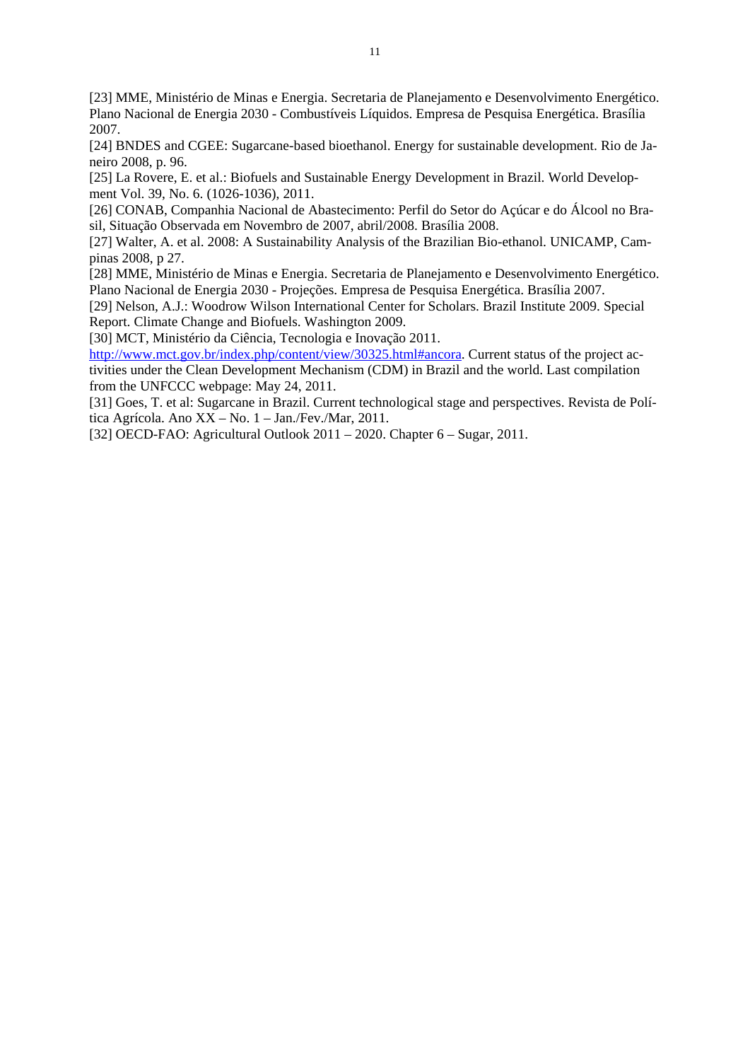[23] MME, Ministério de Minas e Energia. Secretaria de Planejamento e Desenvolvimento Energético. Plano Nacional de Energia 2030 - Combustíveis Líquidos. Empresa de Pesquisa Energética. Brasília 2007.

[24] BNDES and CGEE: Sugarcane-based bioethanol. Energy for sustainable development. Rio de Janeiro 2008, p. 96.

[25] La Rovere, E. et al.: Biofuels and Sustainable Energy Development in Brazil. World Development Vol. 39, No. 6. (1026-1036), 2011.

[26] CONAB, Companhia Nacional de Abastecimento: Perfil do Setor do Açúcar e do Álcool no Brasil, Situação Observada em Novembro de 2007, abril/2008. Brasília 2008.

[27] Walter, A. et al. 2008: A Sustainability Analysis of the Brazilian Bio-ethanol. UNICAMP, Campinas 2008, p 27.

[28] MME, Ministério de Minas e Energia. Secretaria de Planejamento e Desenvolvimento Energético. Plano Nacional de Energia 2030 - Projeções. Empresa de Pesquisa Energética. Brasília 2007.

[29] Nelson, A.J.: Woodrow Wilson International Center for Scholars. Brazil Institute 2009. Special Report. Climate Change and Biofuels. Washington 2009.

[30] MCT, Ministério da Ciência, Tecnologia e Inovação 2011. http://www.mct.gov.br/index.php/content/view/30325.html#ancora. Current status of the project activities under the Clean Development Mechanism (CDM) in Brazil and the world. Last compilation from the UNFCCC webpage: May 24, 2011.

[31] Goes, T. et al: Sugarcane in Brazil. Current technological stage and perspectives. Revista de Política Agrícola. Ano XX – No. 1 – Jan./Fev./Mar, 2011.

[32] OECD-FAO: Agricultural Outlook 2011 – 2020. Chapter 6 – Sugar, 2011.